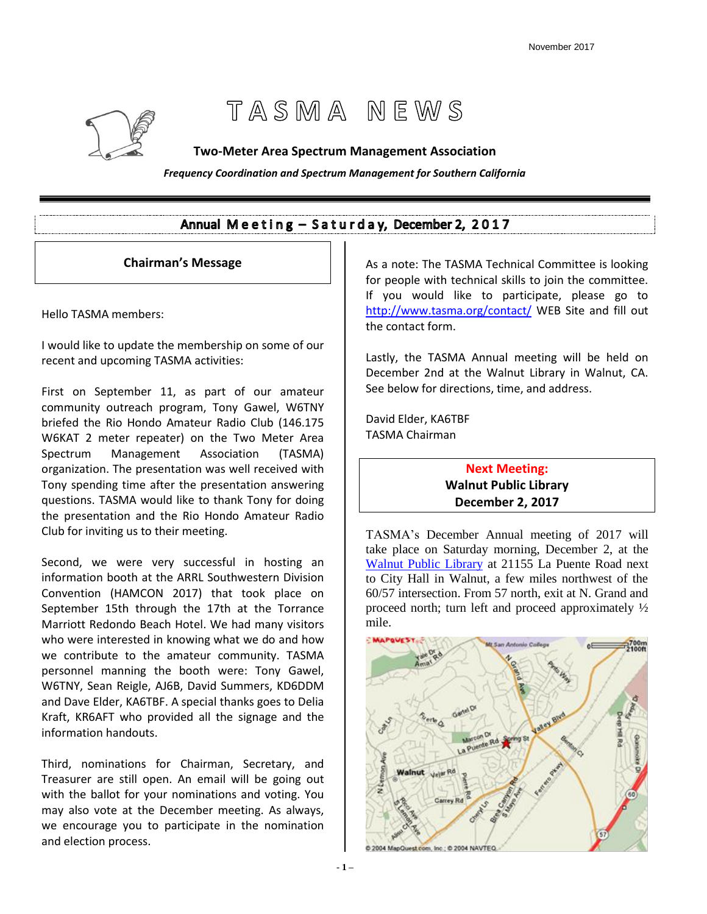November 2017

# TASMA NEWS

**Two-Meter Area Spectrum Management Association**

***Frequency Coordination and Spectrum Management for Southern California***

## Annual Meeting – Saturday, December 2, 2017

### Chairman's Message

Hello TASMA members:

I would like to update the membership on some of our recent and upcoming TASMA activities:

First on September 11, as part of our amateur community outreach program, Tony Gawel, W6TNY briefed the Rio Hondo Amateur Radio Club (146.175 W6KAT 2 meter repeater) on the Two Meter Area Spectrum Management Association (TASMA) organization. The presentation was well received with Tony spending time after the presentation answering questions. TASMA would like to thank Tony for doing the presentation and the Rio Hondo Amateur Radio Club for inviting us to their meeting.

Second, we were very successful in hosting an information booth at the ARRL Southwestern Division Convention (HAMCON 2017) that took place on September 15th through the 17th at the Torrance Marriott Redondo Beach Hotel. We had many visitors who were interested in knowing what we do and how we contribute to the amateur community. TASMA personnel manning the booth were: Tony Gawel, W6TNY, Sean Reigle, AJ6B, David Summers, KD6DDM and Dave Elder, KA6TBF. A special thanks goes to Delia Kraft, KR6AFT who provided all the signage and the information handouts.

Third, nominations for Chairman, Secretary, and Treasurer are still open. An email will be going out with the ballot for your nominations and voting. You may also vote at the December meeting. As always, we encourage you to participate in the nomination and election process.

As a note: The TASMA Technical Committee is looking for people with technical skills to join the committee. If you would like to participate, please go to http://www.tasma.org/contact/ WEB Site and fill out the contact form.

Lastly, the TASMA Annual meeting will be held on December 2nd at the Walnut Library in Walnut, CA. See below for directions, time, and address.

David Elder, KA6TBF
TASMA Chairman

**Next Meeting:**
**Walnut Public Library**
**December 2, 2017**

TASMA's December Annual meeting of 2017 will take place on Saturday morning, December 2, at the Walnut Public Library at 21155 La Puente Road next to City Hall in Walnut, a few miles northwest of the 60/57 intersection. From 57 north, exit at N. Grand and proceed north; turn left and proceed approximately ½ mile.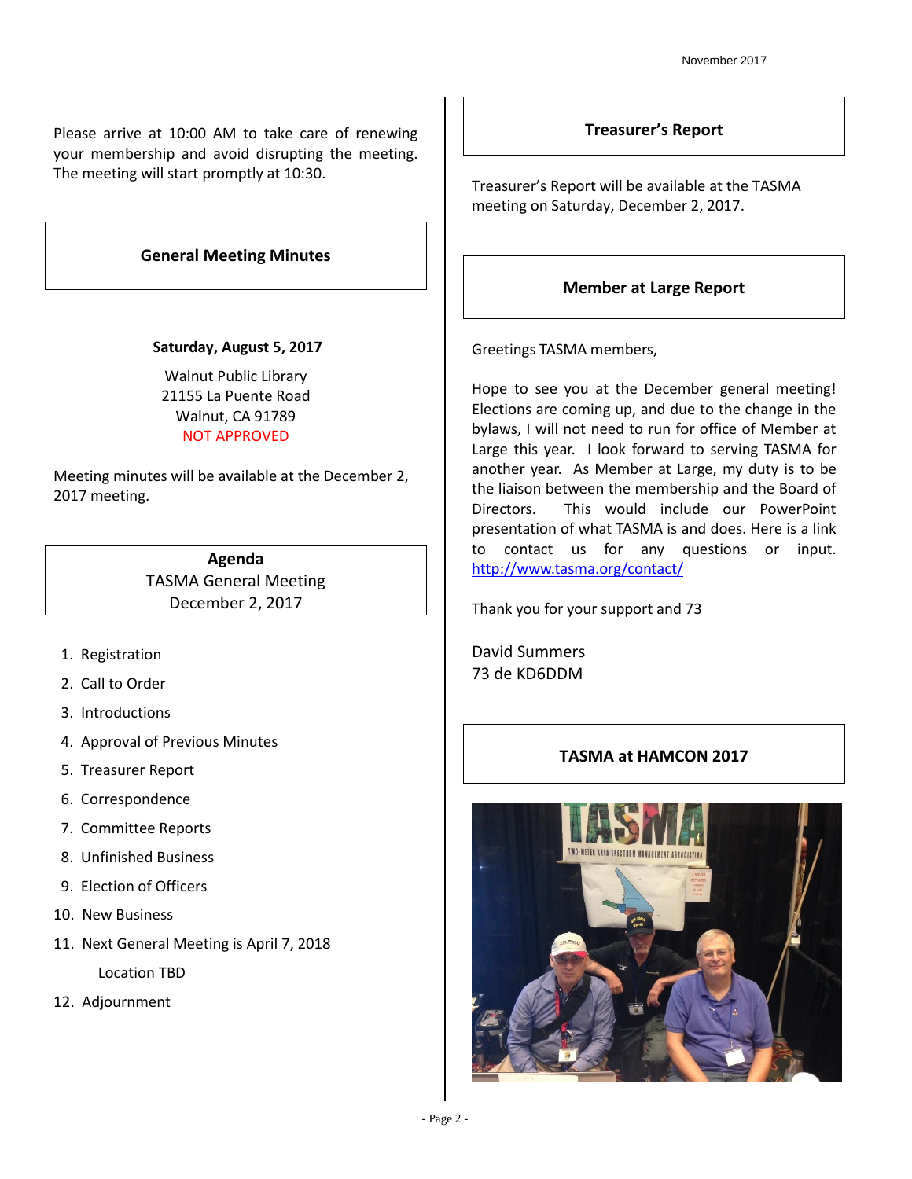Please arrive at 10:00 AM to take care of renewing your membership and avoid disrupting the meeting. The meeting will start promptly at 10:30.

## General Meeting Minutes

**Saturday, August 5, 2017**

Walnut Public Library
21155 La Puente Road
Walnut, CA 91789
NOT APPROVED

Meeting minutes will be available at the December 2, 2017 meeting.

## Agenda

TASMA General Meeting
December 2, 2017

1. Registration
2. Call to Order
3. Introductions
4. Approval of Previous Minutes
5. Treasurer Report
6. Correspondence
7. Committee Reports
8. Unfinished Business
9. Election of Officers
10. New Business
11. Next General Meeting is April 7, 2018
    Location TBD
12. Adjournment

## Treasurer's Report

Treasurer's Report will be available at the TASMA meeting on Saturday, December 2, 2017.

## Member at Large Report

Greetings TASMA members,

Hope to see you at the December general meeting! Elections are coming up, and due to the change in the bylaws, I will not need to run for office of Member at Large this year. I look forward to serving TASMA for another year. As Member at Large, my duty is to be the liaison between the membership and the Board of Directors. This would include our PowerPoint presentation of what TASMA is and does. Here is a link to contact us for any questions or input. http://www.tasma.org/contact/

Thank you for your support and 73

David Summers
73 de KD6DDM

## TASMA at HAMCON 2017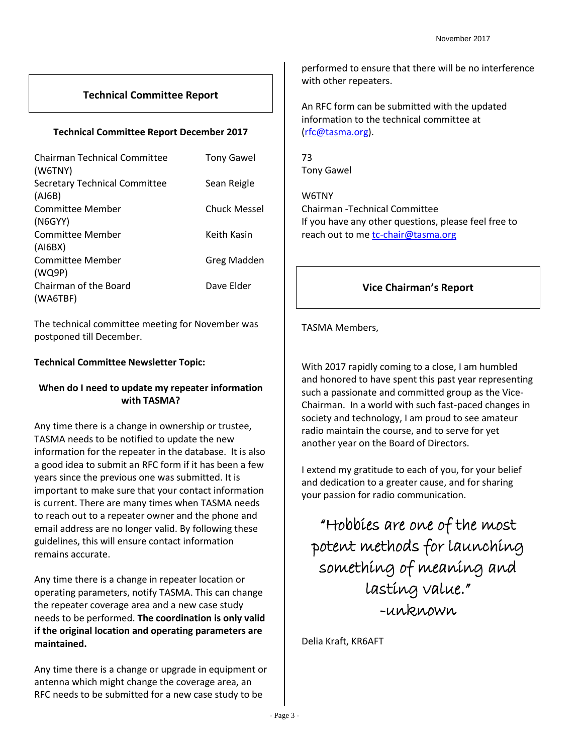## Technical Committee Report

### Technical Committee Report December 2017

| | |
|---|---|
| Chairman Technical Committee (W6TNY) | Tony Gawel |
| Secretary Technical Committee (AJ6B) | Sean Reigle |
| Committee Member (N6GYY) | Chuck Messel |
| Committee Member (AI6BX) | Keith Kasin |
| Committee Member (WQ9P) | Greg Madden |
| Chairman of the Board (WA6TBF) | Dave Elder |

The technical committee meeting for November was postponed till December.

**Technical Committee Newsletter Topic:**

**When do I need to update my repeater information with TASMA?**

Any time there is a change in ownership or trustee, TASMA needs to be notified to update the new information for the repeater in the database. It is also a good idea to submit an RFC form if it has been a few years since the previous one was submitted. It is important to make sure that your contact information is current. There are many times when TASMA needs to reach out to a repeater owner and the phone and email address are no longer valid. By following these guidelines, this will ensure contact information remains accurate.

Any time there is a change in repeater location or operating parameters, notify TASMA. This can change the repeater coverage area and a new case study needs to be performed. **The coordination is only valid if the original location and operating parameters are maintained.**

Any time there is a change or upgrade in equipment or antenna which might change the coverage area, an RFC needs to be submitted for a new case study to be performed to ensure that there will be no interference with other repeaters.

An RFC form can be submitted with the updated information to the technical committee at (rfc@tasma.org).

73
Tony Gawel

W6TNY
Chairman -Technical Committee
If you have any other questions, please feel free to reach out to me tc-chair@tasma.org

## Vice Chairman's Report

TASMA Members,

With 2017 rapidly coming to a close, I am humbled and honored to have spent this past year representing such a passionate and committed group as the Vice-Chairman. In a world with such fast-paced changes in society and technology, I am proud to see amateur radio maintain the course, and to serve for yet another year on the Board of Directors.

I extend my gratitude to each of you, for your belief and dedication to a greater cause, and for sharing your passion for radio communication.

*"Hobbies are one of the most potent methods for launching something of meaning and lasting value."*
*-unknown*

Delia Kraft, KR6AFT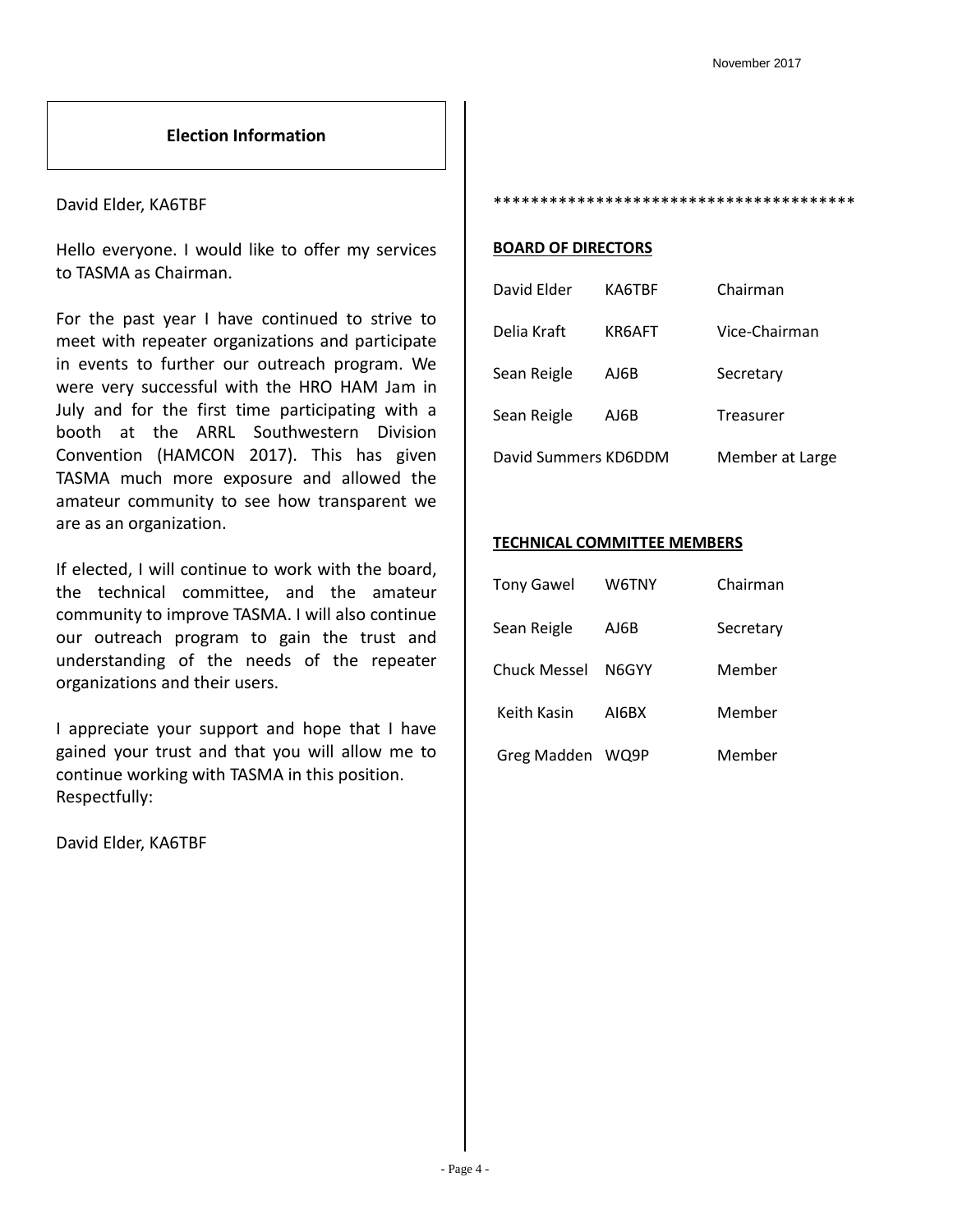## Election Information

David Elder, KA6TBF

Hello everyone. I would like to offer my services to TASMA as Chairman.

For the past year I have continued to strive to meet with repeater organizations and participate in events to further our outreach program. We were very successful with the HRO HAM Jam in July and for the first time participating with a booth at the ARRL Southwestern Division Convention (HAMCON 2017). This has given TASMA much more exposure and allowed the amateur community to see how transparent we are as an organization.

If elected, I will continue to work with the board, the technical committee, and the amateur community to improve TASMA. I will also continue our outreach program to gain the trust and understanding of the needs of the repeater organizations and their users.

I appreciate your support and hope that I have gained your trust and that you will allow me to continue working with TASMA in this position.
Respectfully:

David Elder, KA6TBF

***************************************

**BOARD OF DIRECTORS**

| Name | Call | Position |
|---|---|---|
| David Elder | KA6TBF | Chairman |
| Delia Kraft | KR6AFT | Vice-Chairman |
| Sean Reigle | AJ6B | Secretary |
| Sean Reigle | AJ6B | Treasurer |
| David Summers | KD6DDM | Member at Large |

**TECHNICAL COMMITTEE MEMBERS**

| Name | Call | Position |
|---|---|---|
| Tony Gawel | W6TNY | Chairman |
| Sean Reigle | AJ6B | Secretary |
| Chuck Messel | N6GYY | Member |
| Keith Kasin | AI6BX | Member |
| Greg Madden | WQ9P | Member |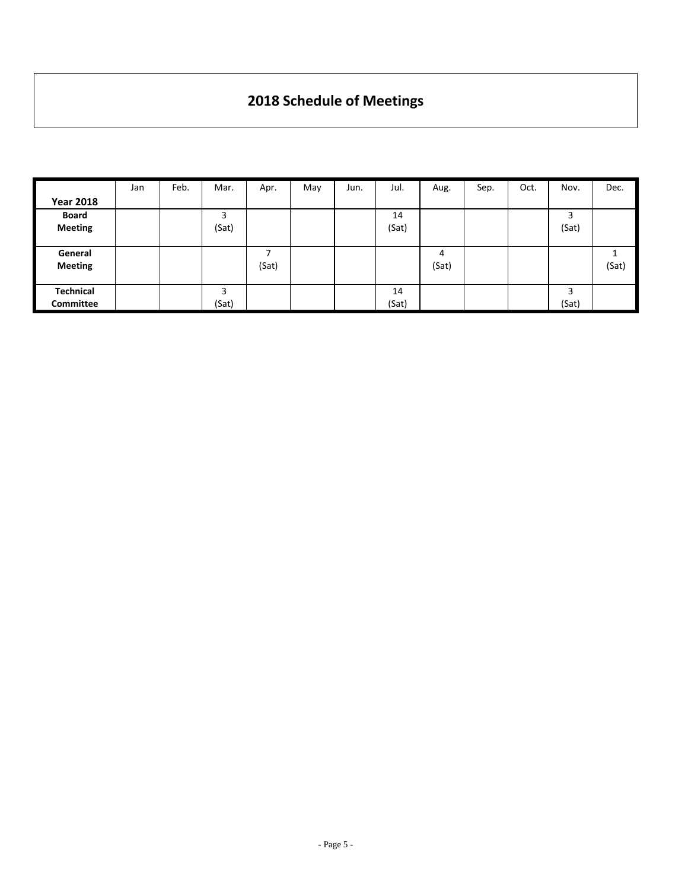# 2018 Schedule of Meetings

| Year 2018 | Jan | Feb. | Mar. | Apr. | May | Jun. | Jul. | Aug. | Sep. | Oct. | Nov. | Dec. |
|---|---|---|---|---|---|---|---|---|---|---|---|---|
| **Board Meeting** | | | 3 (Sat) | | | | 14 (Sat) | | | | 3 (Sat) | |
| **General Meeting** | | | | 7 (Sat) | | | | 4 (Sat) | | | | 1 (Sat) |
| **Technical Committee** | | | 3 (Sat) | | | | 14 (Sat) | | | | 3 (Sat) | |